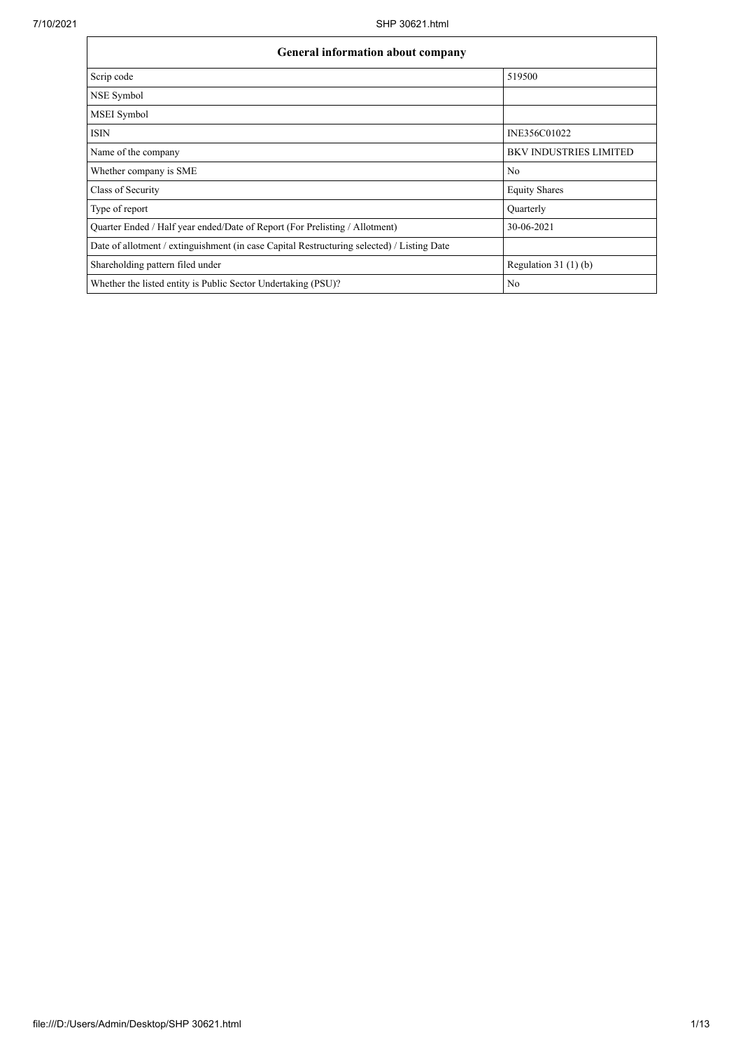| General information about company | |
|---|---|
| Scrip code | 519500 |
| NSE Symbol | |
| MSEI Symbol | |
| ISIN | INE356C01022 |
| Name of the company | BKV INDUSTRIES LIMITED |
| Whether company is SME | No |
| Class of Security | Equity Shares |
| Type of report | Quarterly |
| Quarter Ended / Half year ended/Date of Report (For Prelisting / Allotment) | 30-06-2021 |
| Date of allotment / extinguishment (in case Capital Restructuring selected) / Listing Date | |
| Shareholding pattern filed under | Regulation 31 (1) (b) |
| Whether the listed entity is Public Sector Undertaking (PSU)? | No |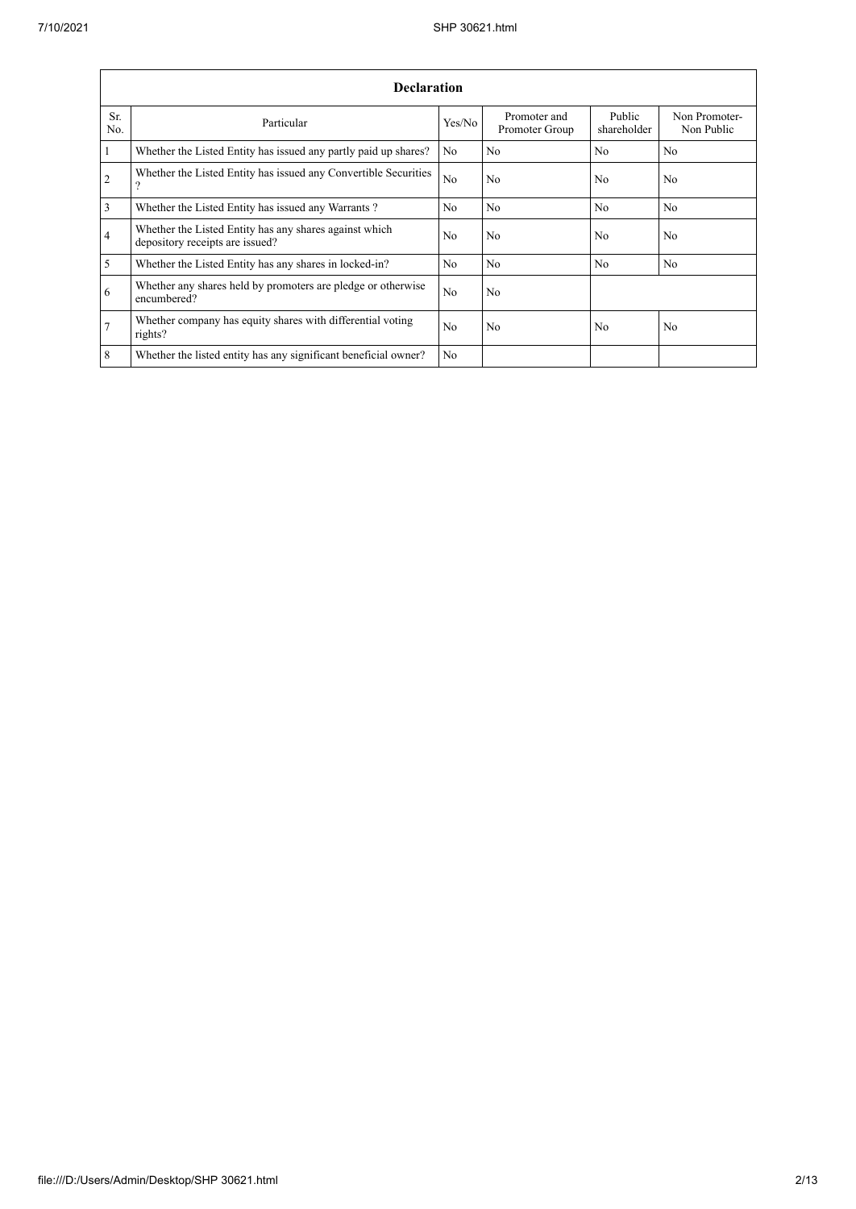| Declaration | | | | | |
|---|---|---|---|---|---|
| Sr. No. | Particular | Yes/No | Promoter and Promoter Group | Public shareholder | Non Promoter- Non Public |
| 1 | Whether the Listed Entity has issued any partly paid up shares? | No | No | No | No |
| 2 | Whether the Listed Entity has issued any Convertible Securities ? | No | No | No | No |
| 3 | Whether the Listed Entity has issued any Warrants ? | No | No | No | No |
| 4 | Whether the Listed Entity has any shares against which depository receipts are issued? | No | No | No | No |
| 5 | Whether the Listed Entity has any shares in locked-in? | No | No | No | No |
| 6 | Whether any shares held by promoters are pledge or otherwise encumbered? | No | No | | |
| 7 | Whether company has equity shares with differential voting rights? | No | No | No | No |
| 8 | Whether the listed entity has any significant beneficial owner? | No | | | |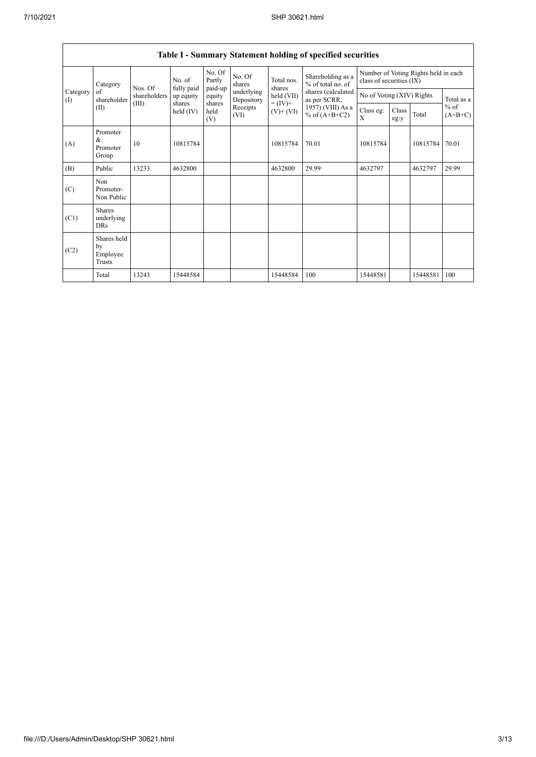# Table I - Summary Statement holding of specified securities

| Category (I) | Category of shareholder (II) | Nos. Of shareholders (III) | No. of fully paid up equity shares held (IV) | No. Of Partly paid-up equity shares held (V) | No. Of shares underlying Depository Receipts (VI) | Total nos. shares held (VII) = (IV)+ (V)+ (VI) | Shareholding as a % of total no. of shares (calculated as per SCRR, 1957) (VIII) As a % of (A+B+C2) | Number of Voting Rights held in each class of securities (IX) | | | |
|---|---|---|---|---|---|---|---|---|---|---|---|
| | | | | | | | | No of Voting (XIV) Rights | | | Total as a % of (A+B+C) |
| | | | | | | | | Class eg: X | Class eg:y | Total | |
| (A) | Promoter & Promoter Group | 10 | 10815784 | | | 10815784 | 70.01 | 10815784 | | 10815784 | 70.01 |
| (B) | Public | 13233 | 4632800 | | | 4632800 | 29.99 | 4632797 | | 4632797 | 29.99 |
| (C) | Non Promoter- Non Public | | | | | | | | | | |
| (C1) | Shares underlying DRs | | | | | | | | | | |
| (C2) | Shares held by Employee Trusts | | | | | | | | | | |
| | Total | 13243 | 15448584 | | | 15448584 | 100 | 15448581 | | 15448581 | 100 |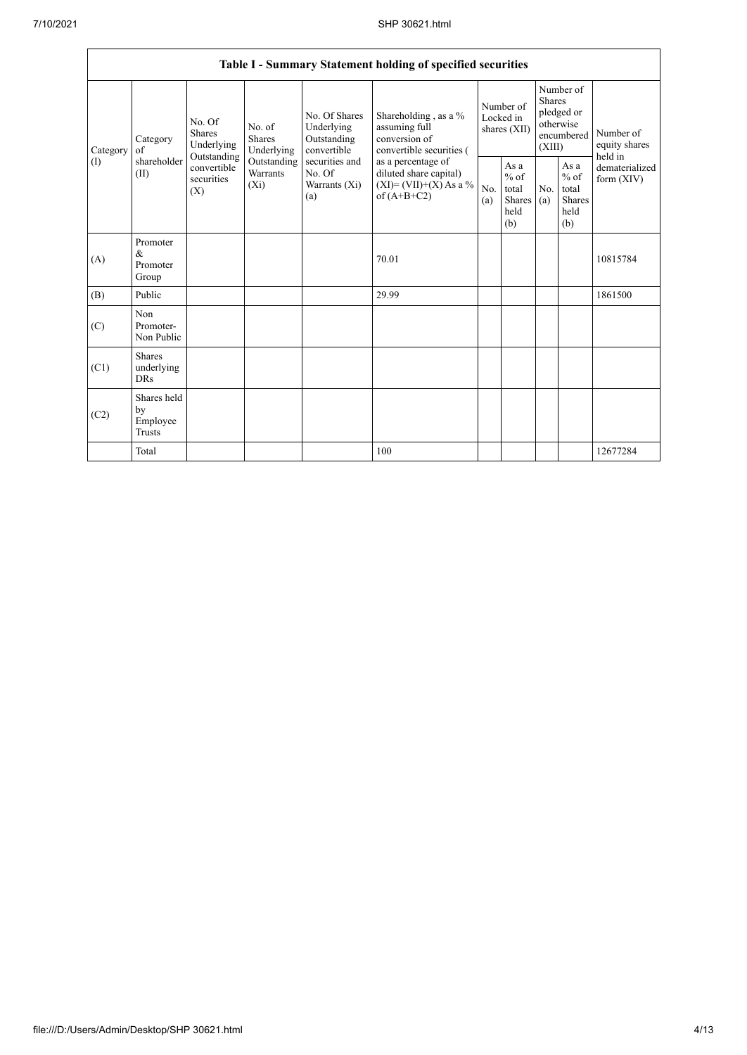| Table I - Summary Statement holding of specified securities | | | | | | | | | | | |
|---|---|---|---|---|---|---|---|---|---|---|---|
| Category (I) | Category of shareholder (II) | No. Of Shares Underlying Outstanding convertible securities (X) | No. of Shares Underlying Outstanding Warrants (Xi) | No. Of Shares Underlying Outstanding convertible securities and No. Of Warrants (Xi) (a) | Shareholding , as a % assuming full conversion of convertible securities ( as a percentage of diluted share capital) (XI)= (VII)+(X) As a % of (A+B+C2) | Number of Locked in shares (XII) | | Number of Shares pledged or otherwise encumbered (XIII) | | Number of equity shares held in dematerialized form (XIV) |
| | | | | | | No. (a) | As a % of total Shares held (b) | No. (a) | As a % of total Shares held (b) | |
| (A) | Promoter & Promoter Group | | | | 70.01 | | | | | 10815784 |
| (B) | Public | | | | 29.99 | | | | | 1861500 |
| (C) | Non Promoter- Non Public | | | | | | | | | |
| (C1) | Shares underlying DRs | | | | | | | | | |
| (C2) | Shares held by Employee Trusts | | | | | | | | | |
| | Total | | | | 100 | | | | | 12677284 |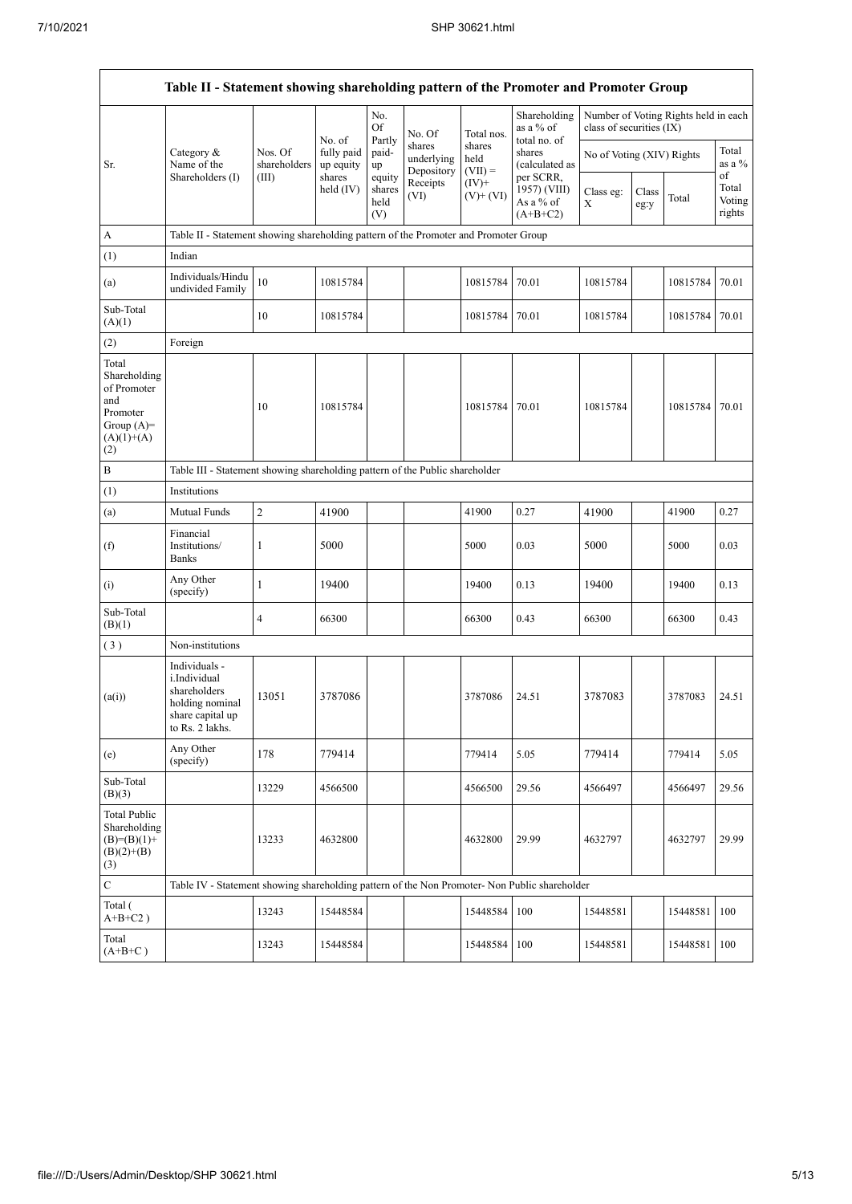| Table II - Statement showing shareholding pattern of the Promoter and Promoter Group | | | | | | | | | | | | |
|---|---|---|---|---|---|---|---|---|---|---|---|---|
| Sr. | Category & Name of the Shareholders (I) | Nos. Of shareholders (III) | No. of fully paid up equity shares held (IV) | No. Of Partly paid-up equity shares held (V) | No. Of shares underlying Depository Receipts (VI) | Total nos. shares held (VII) = (IV)+ (V)+ (VI) | Shareholding as a % of total no. of shares (calculated as per SCRR, 1957) (VIII) As a % of (A+B+C2) | Number of Voting Rights held in each class of securities (IX) | | | |
| | | | | | | | | No of Voting (XIV) Rights | | | Total as a % of Total Voting rights |
| | | | | | | | | Class eg: X | Class eg:y | Total | |
| A | Table II - Statement showing shareholding pattern of the Promoter and Promoter Group | | | | | | | | | | |
| (1) | Indian | | | | | | | | | | |
| (a) | Individuals/Hindu undivided Family | 10 | 10815784 | | | 10815784 | 70.01 | 10815784 | | 10815784 | 70.01 |
| Sub-Total (A)(1) | | 10 | 10815784 | | | 10815784 | 70.01 | 10815784 | | 10815784 | 70.01 |
| (2) | Foreign | | | | | | | | | | |
| Total Shareholding of Promoter and Promoter Group (A)=(A)(1)+(A)(2) | | 10 | 10815784 | | | 10815784 | 70.01 | 10815784 | | 10815784 | 70.01 |
| B | Table III - Statement showing shareholding pattern of the Public shareholder | | | | | | | | | | |
| (1) | Institutions | | | | | | | | | | |
| (a) | Mutual Funds | 2 | 41900 | | | 41900 | 0.27 | 41900 | | 41900 | 0.27 |
| (f) | Financial Institutions/ Banks | 1 | 5000 | | | 5000 | 0.03 | 5000 | | 5000 | 0.03 |
| (i) | Any Other (specify) | 1 | 19400 | | | 19400 | 0.13 | 19400 | | 19400 | 0.13 |
| Sub-Total (B)(1) | | 4 | 66300 | | | 66300 | 0.43 | 66300 | | 66300 | 0.43 |
| (3) | Non-institutions | | | | | | | | | | |
| (a(i)) | Individuals - i.Individual shareholders holding nominal share capital up to Rs. 2 lakhs. | 13051 | 3787086 | | | 3787086 | 24.51 | 3787083 | | 3787083 | 24.51 |
| (e) | Any Other (specify) | 178 | 779414 | | | 779414 | 5.05 | 779414 | | 779414 | 5.05 |
| Sub-Total (B)(3) | | 13229 | 4566500 | | | 4566500 | 29.56 | 4566497 | | 4566497 | 29.56 |
| Total Public Shareholding (B)=(B)(1)+(B)(2)+(B)(3) | | 13233 | 4632800 | | | 4632800 | 29.99 | 4632797 | | 4632797 | 29.99 |
| C | Table IV - Statement showing shareholding pattern of the Non Promoter- Non Public shareholder | | | | | | | | | | |
| Total ( A+B+C2 ) | | 13243 | 15448584 | | | 15448584 | 100 | 15448581 | | 15448581 | 100 |
| Total (A+B+C ) | | 13243 | 15448584 | | | 15448584 | 100 | 15448581 | | 15448581 | 100 |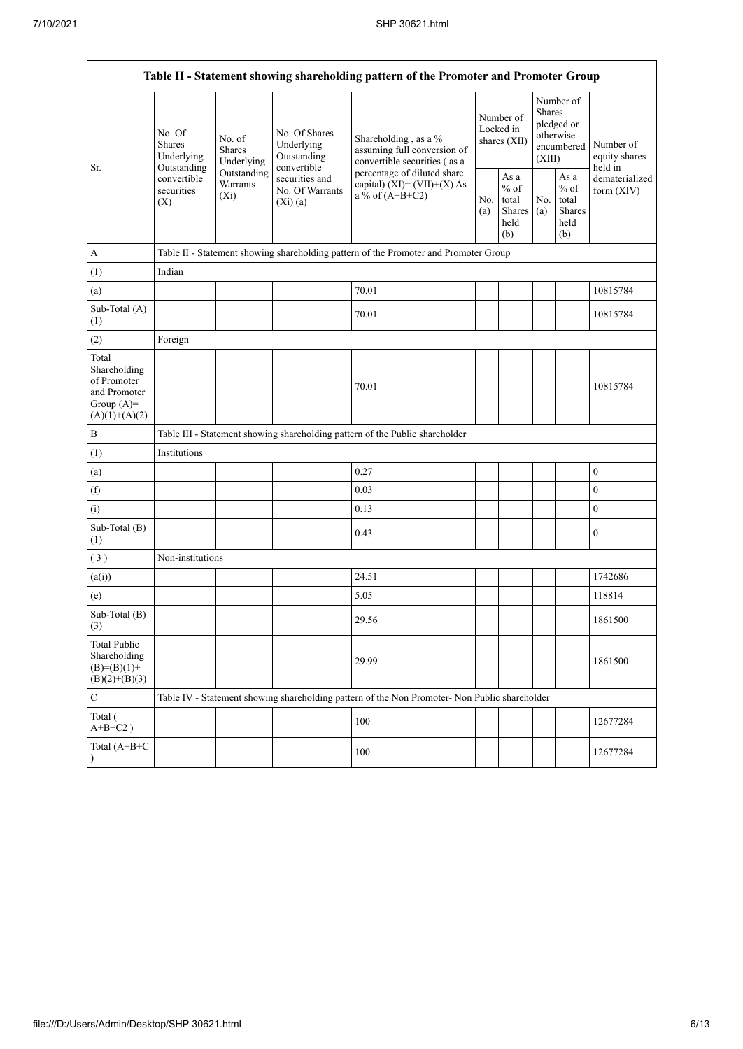| Table II - Statement showing shareholding pattern of the Promoter and Promoter Group | | | | | | | | | |
|---|---|---|---|---|---|---|---|---|---|
| Sr. | No. Of Shares Underlying Outstanding convertible securities (X) | No. of Shares Underlying Outstanding Warrants (Xi) | No. Of Shares Underlying Outstanding convertible securities and No. Of Warrants (Xi) (a) | Shareholding , as a % assuming full conversion of convertible securities ( as a percentage of diluted share capital) (XI)= (VII)+(X) As a % of (A+B+C2) | Number of Locked in shares (XII) | | Number of Shares pledged or otherwise encumbered (XIII) | | Number of equity shares held in dematerialized form (XIV) |
| | | | | | No. (a) | As a % of total Shares held (b) | No. (a) | As a % of total Shares held (b) | |
| A | Table II - Statement showing shareholding pattern of the Promoter and Promoter Group | | | | | | | | |
| (1) | Indian | | | | | | | | |
| (a) | | | | 70.01 | | | | | 10815784 |
| Sub-Total (A) (1) | | | | 70.01 | | | | | 10815784 |
| (2) | Foreign | | | | | | | | |
| Total Shareholding of Promoter and Promoter Group (A)= (A)(1)+(A)(2) | | | | 70.01 | | | | | 10815784 |
| B | Table III - Statement showing shareholding pattern of the Public shareholder | | | | | | | | |
| (1) | Institutions | | | | | | | | |
| (a) | | | | 0.27 | | | | | 0 |
| (f) | | | | 0.03 | | | | | 0 |
| (i) | | | | 0.13 | | | | | 0 |
| Sub-Total (B) (1) | | | | 0.43 | | | | | 0 |
| ( 3 ) | Non-institutions | | | | | | | | |
| (a(i)) | | | | 24.51 | | | | | 1742686 |
| (e) | | | | 5.05 | | | | | 118814 |
| Sub-Total (B) (3) | | | | 29.56 | | | | | 1861500 |
| Total Public Shareholding (B)=(B)(1)+(B)(2)+(B)(3) | | | | 29.99 | | | | | 1861500 |
| C | Table IV - Statement showing shareholding pattern of the Non Promoter- Non Public shareholder | | | | | | | | |
| Total ( A+B+C2 ) | | | | 100 | | | | | 12677284 |
| Total (A+B+C ) | | | | 100 | | | | | 12677284 |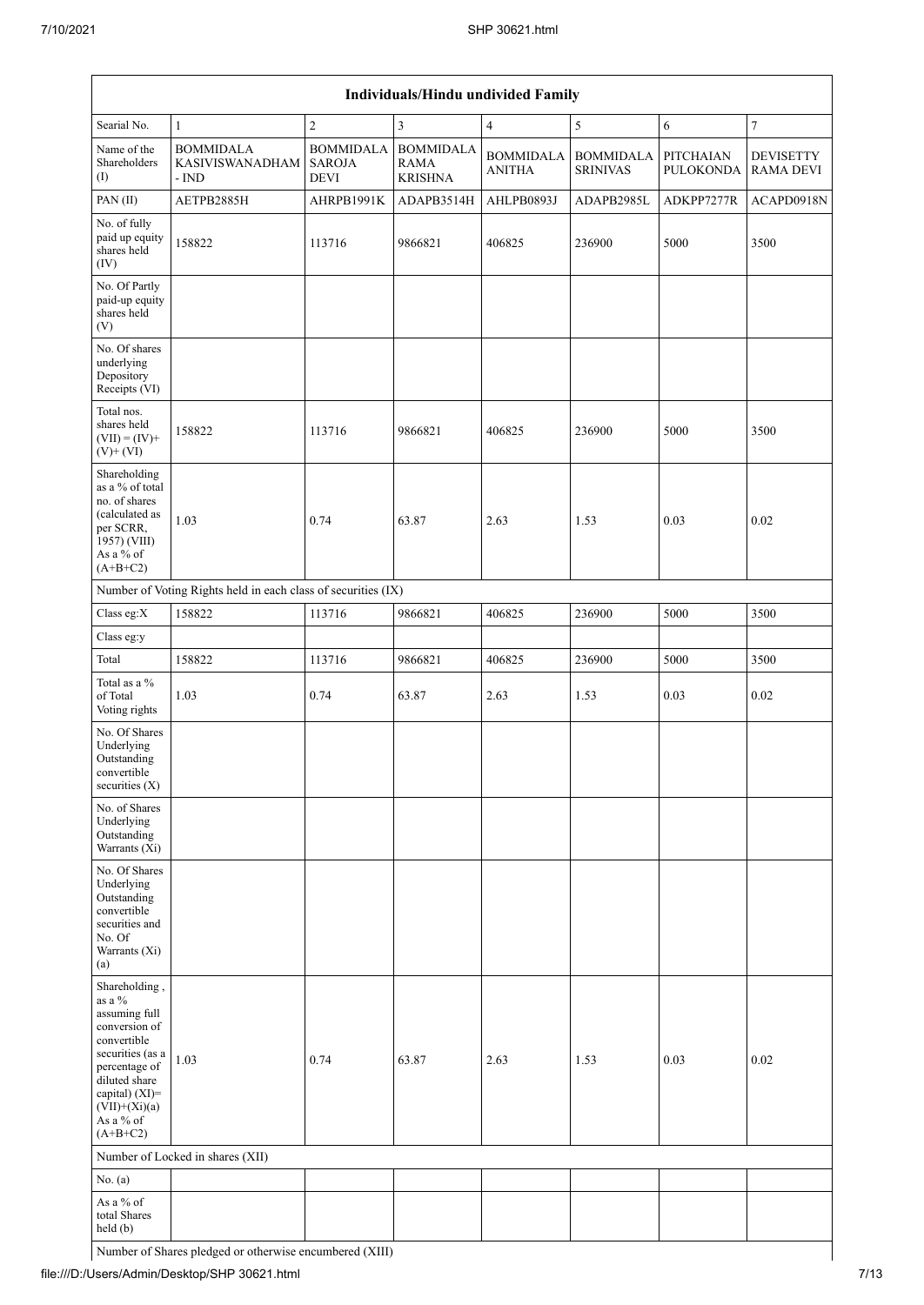| Individuals/Hindu undivided Family | | | | | | | |
|---|---|---|---|---|---|---|---|
| Searial No. | 1 | 2 | 3 | 4 | 5 | 6 | 7 |
| Name of the Shareholders (I) | BOMMIDALA KASIVISWANADHAM - IND | BOMMIDALA SAROJA DEVI | BOMMIDALA RAMA KRISHNA | BOMMIDALA ANITHA | BOMMIDALA SRINIVAS | PITCHAIAN PULOKONDA | DEVISETTY RAMA DEVI |
| PAN (II) | AETPB2885H | AHRPB1991K | ADAPB3514H | AHLPB0893J | ADAPB2985L | ADKPP7277R | ACAPD0918N |
| No. of fully paid up equity shares held (IV) | 158822 | 113716 | 9866821 | 406825 | 236900 | 5000 | 3500 |
| No. Of Partly paid-up equity shares held (V) | | | | | | | |
| No. Of shares underlying Depository Receipts (VI) | | | | | | | |
| Total nos. shares held (VII) = (IV)+ (V)+ (VI) | 158822 | 113716 | 9866821 | 406825 | 236900 | 5000 | 3500 |
| Shareholding as a % of total no. of shares (calculated as per SCRR, 1957) (VIII) As a % of (A+B+C2) | 1.03 | 0.74 | 63.87 | 2.63 | 1.53 | 0.03 | 0.02 |
| Number of Voting Rights held in each class of securities (IX) | | | | | | | |
| Class eg:X | 158822 | 113716 | 9866821 | 406825 | 236900 | 5000 | 3500 |
| Class eg:y | | | | | | | |
| Total | 158822 | 113716 | 9866821 | 406825 | 236900 | 5000 | 3500 |
| Total as a % of Total Voting rights | 1.03 | 0.74 | 63.87 | 2.63 | 1.53 | 0.03 | 0.02 |
| No. Of Shares Underlying Outstanding convertible securities (X) | | | | | | | |
| No. of Shares Underlying Outstanding Warrants (Xi) | | | | | | | |
| No. Of Shares Underlying Outstanding convertible securities and No. Of Warrants (Xi) (a) | | | | | | | |
| Shareholding , as a % assuming full conversion of convertible securities (as a percentage of diluted share capital) (XI)= (VII)+(Xi)(a) As a % of (A+B+C2) | 1.03 | 0.74 | 63.87 | 2.63 | 1.53 | 0.03 | 0.02 |
| Number of Locked in shares (XII) | | | | | | | |
| No. (a) | | | | | | | |
| As a % of total Shares held (b) | | | | | | | |
| Number of Shares pledged or otherwise encumbered (XIII) | | | | | | | |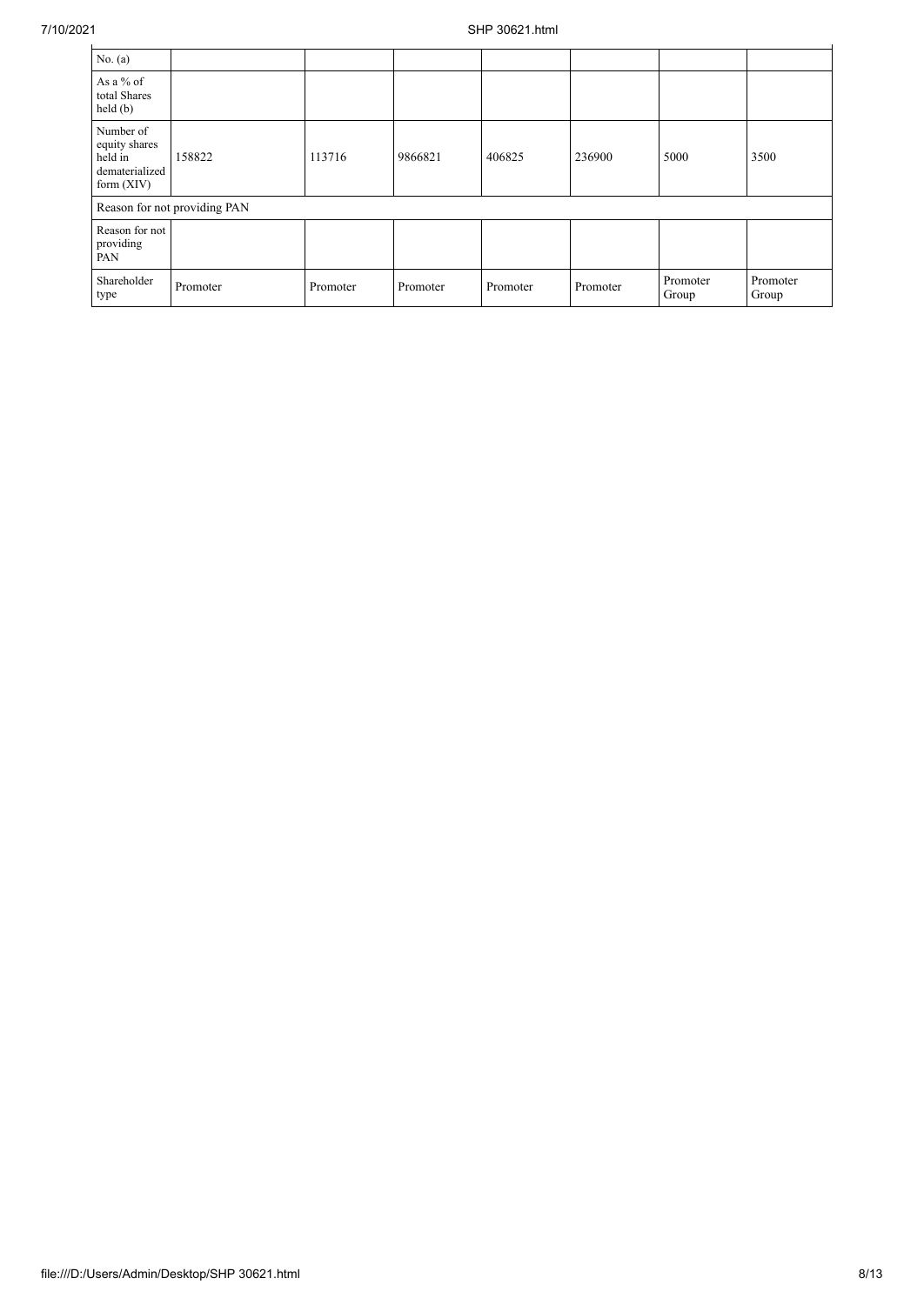| No. (a) | | | | | | | |
|---|---|---|---|---|---|---|---|
| As a % of total Shares held (b) | | | | | | | |
| Number of equity shares held in dematerialized form (XIV) | 158822 | 113716 | 9866821 | 406825 | 236900 | 5000 | 3500 |
| Reason for not providing PAN | | | | | | | |
| Reason for not providing PAN | | | | | | | |
| Shareholder type | Promoter | Promoter | Promoter | Promoter | Promoter | Promoter Group | Promoter Group |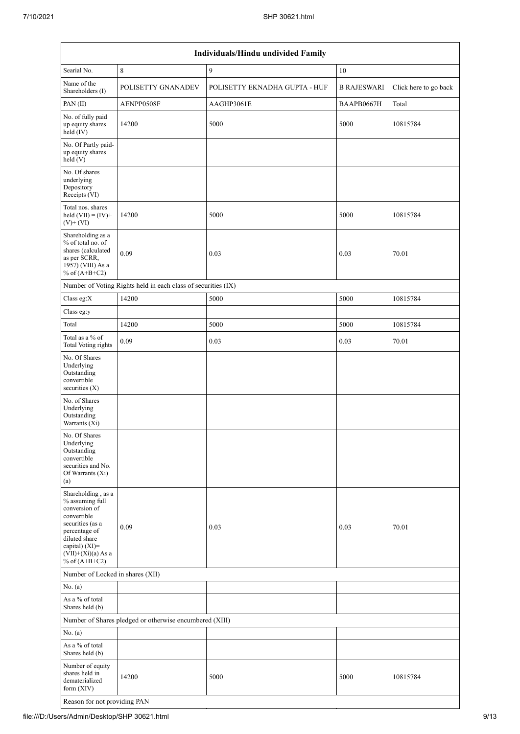| Individuals/Hindu undivided Family | | | | |
|---|---|---|---|---|
| Searial No. | 8 | 9 | 10 | |
| Name of the Shareholders (I) | POLISETTY GNANADEV | POLISETTY EKNADHA GUPTA - HUF | B RAJESWARI | Click here to go back |
| PAN (II) | AENPP0508F | AAGHP3061E | BAAPB0667H | Total |
| No. of fully paid up equity shares held (IV) | 14200 | 5000 | 5000 | 10815784 |
| No. Of Partly paid-up equity shares held (V) | | | | |
| No. Of shares underlying Depository Receipts (VI) | | | | |
| Total nos. shares held (VII) = (IV)+ (V)+ (VI) | 14200 | 5000 | 5000 | 10815784 |
| Shareholding as a % of total no. of shares (calculated as per SCRR, 1957) (VIII) As a % of (A+B+C2) | 0.09 | 0.03 | 0.03 | 70.01 |
| Number of Voting Rights held in each class of securities (IX) | | | | |
| Class eg:X | 14200 | 5000 | 5000 | 10815784 |
| Class eg:y | | | | |
| Total | 14200 | 5000 | 5000 | 10815784 |
| Total as a % of Total Voting rights | 0.09 | 0.03 | 0.03 | 70.01 |
| No. Of Shares Underlying Outstanding convertible securities (X) | | | | |
| No. of Shares Underlying Outstanding Warrants (Xi) | | | | |
| No. Of Shares Underlying Outstanding convertible securities and No. Of Warrants (Xi) (a) | | | | |
| Shareholding , as a % assuming full conversion of convertible securities (as a percentage of diluted share capital) (XI)= (VII)+(Xi)(a) As a % of (A+B+C2) | 0.09 | 0.03 | 0.03 | 70.01 |
| Number of Locked in shares (XII) | | | | |
| No. (a) | | | | |
| As a % of total Shares held (b) | | | | |
| Number of Shares pledged or otherwise encumbered (XIII) | | | | |
| No. (a) | | | | |
| As a % of total Shares held (b) | | | | |
| Number of equity shares held in dematerialized form (XIV) | 14200 | 5000 | 5000 | 10815784 |
| Reason for not providing PAN | | | | |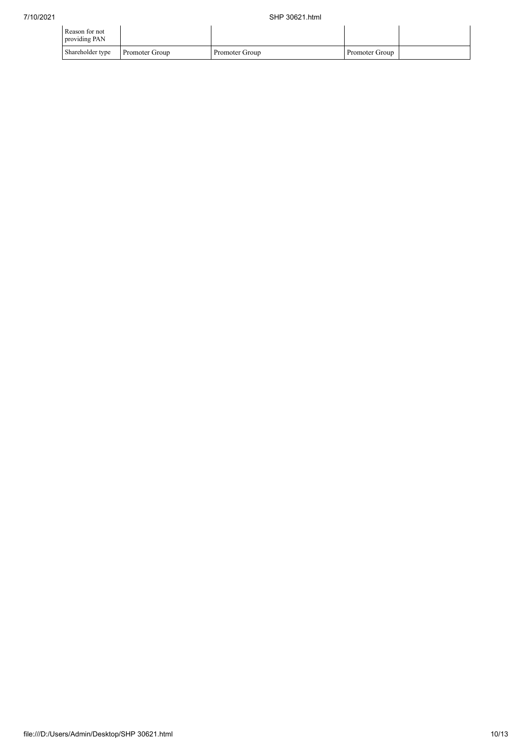| Reason for not providing PAN | | | | |
|---|---|---|---|---|
| Shareholder type | Promoter Group | Promoter Group | Promoter Group | |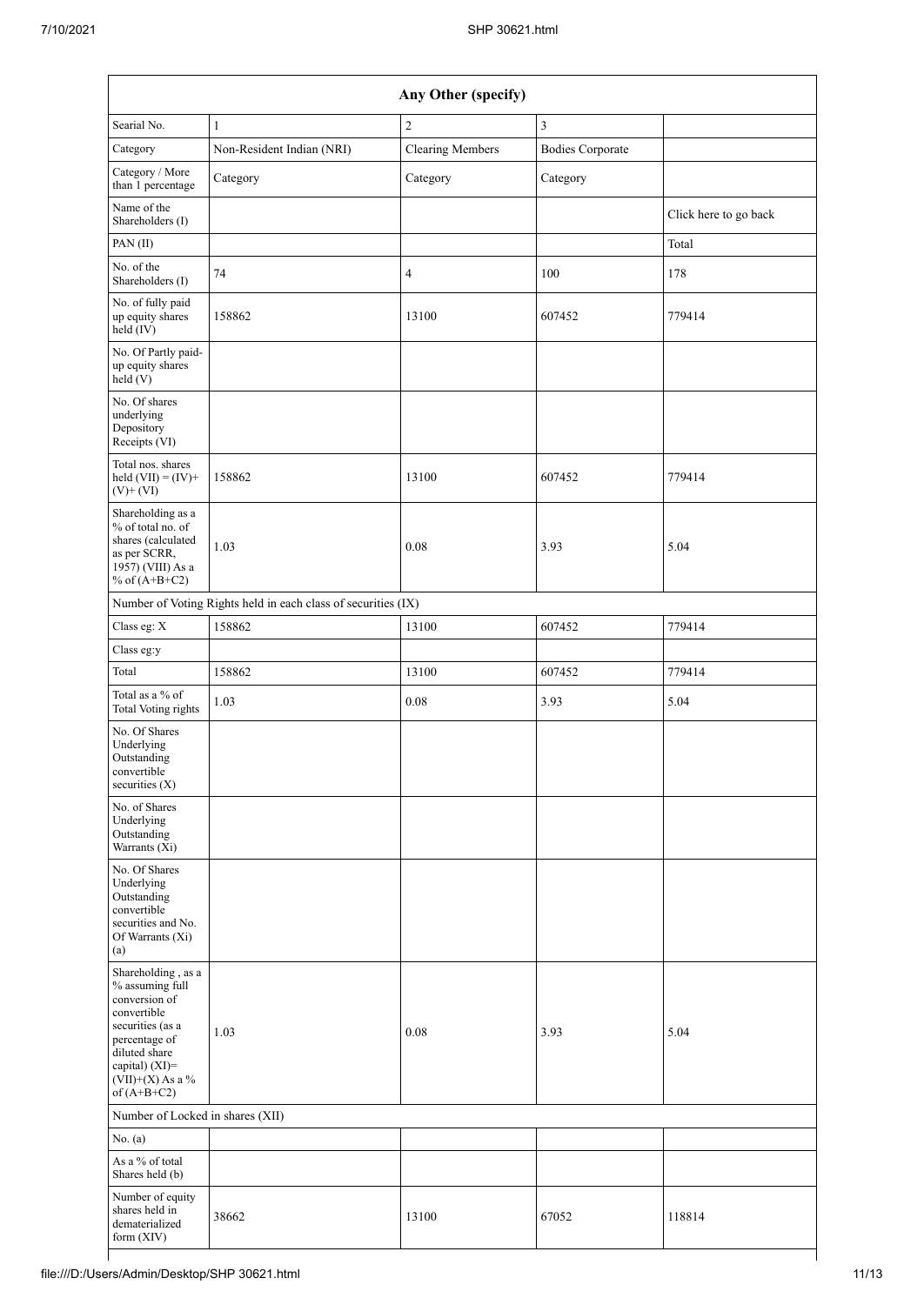| Any Other (specify) | | | | |
|---|---|---|---|---|
| Searial No. | 1 | 2 | 3 | |
| Category | Non-Resident Indian (NRI) | Clearing Members | Bodies Corporate | |
| Category / More than 1 percentage | Category | Category | Category | |
| Name of the Shareholders (I) | | | | Click here to go back |
| PAN (II) | | | | Total |
| No. of the Shareholders (I) | 74 | 4 | 100 | 178 |
| No. of fully paid up equity shares held (IV) | 158862 | 13100 | 607452 | 779414 |
| No. Of Partly paid-up equity shares held (V) | | | | |
| No. Of shares underlying Depository Receipts (VI) | | | | |
| Total nos. shares held (VII) = (IV)+ (V)+ (VI) | 158862 | 13100 | 607452 | 779414 |
| Shareholding as a % of total no. of shares (calculated as per SCRR, 1957) (VIII) As a % of (A+B+C2) | 1.03 | 0.08 | 3.93 | 5.04 |
| Number of Voting Rights held in each class of securities (IX) | | | | |
| Class eg: X | 158862 | 13100 | 607452 | 779414 |
| Class eg:y | | | | |
| Total | 158862 | 13100 | 607452 | 779414 |
| Total as a % of Total Voting rights | 1.03 | 0.08 | 3.93 | 5.04 |
| No. Of Shares Underlying Outstanding convertible securities (X) | | | | |
| No. of Shares Underlying Outstanding Warrants (Xi) | | | | |
| No. Of Shares Underlying Outstanding convertible securities and No. Of Warrants (Xi) (a) | | | | |
| Shareholding , as a % assuming full conversion of convertible securities (as a percentage of diluted share capital) (XI)= (VII)+(X) As a % of (A+B+C2) | 1.03 | 0.08 | 3.93 | 5.04 |
| Number of Locked in shares (XII) | | | | |
| No. (a) | | | | |
| As a % of total Shares held (b) | | | | |
| Number of equity shares held in dematerialized form (XIV) | 38662 | 13100 | 67052 | 118814 |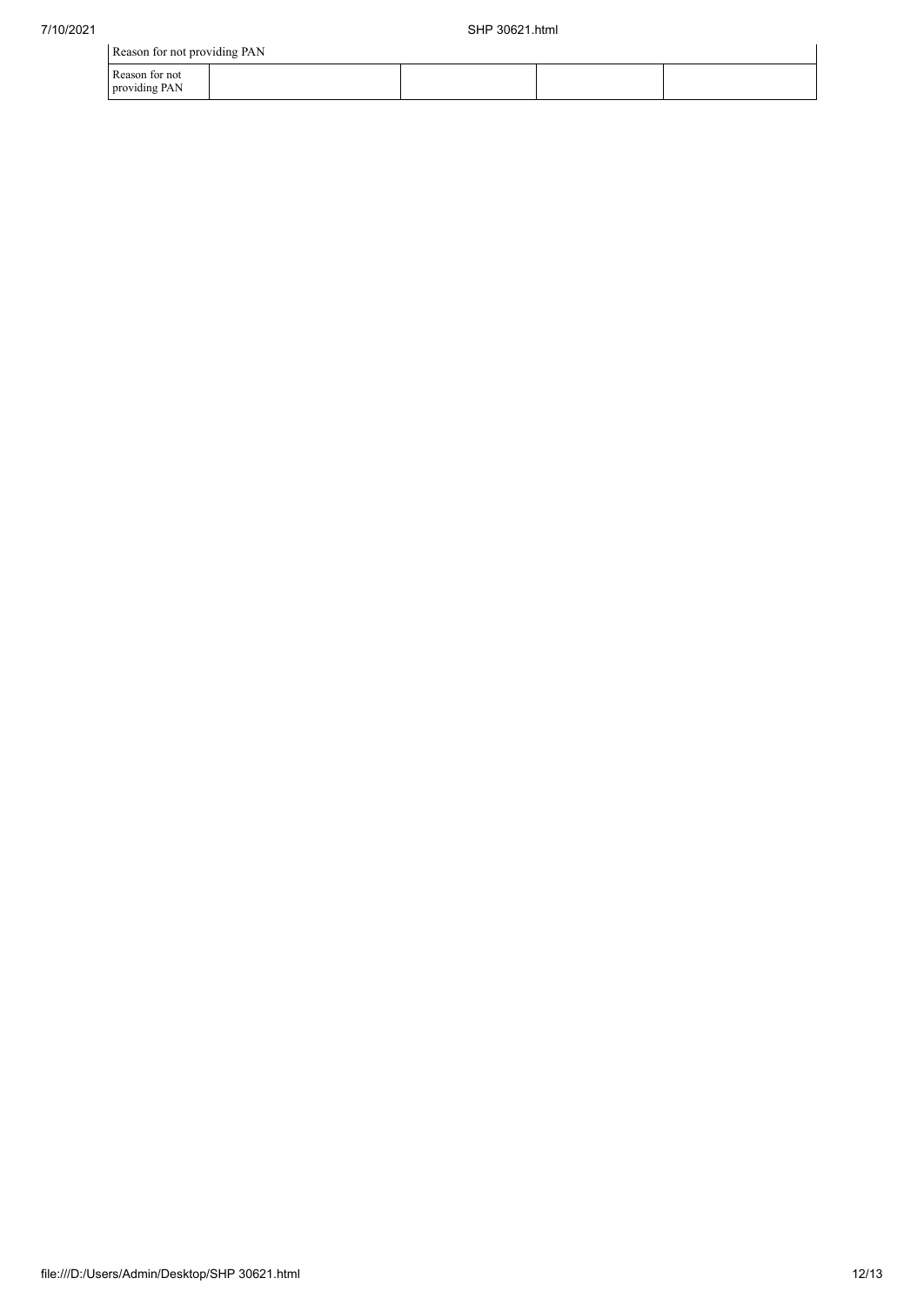| Reason for not providing PAN | | | | |
|---|---|---|---|---|
| Reason for not providing PAN | | | | |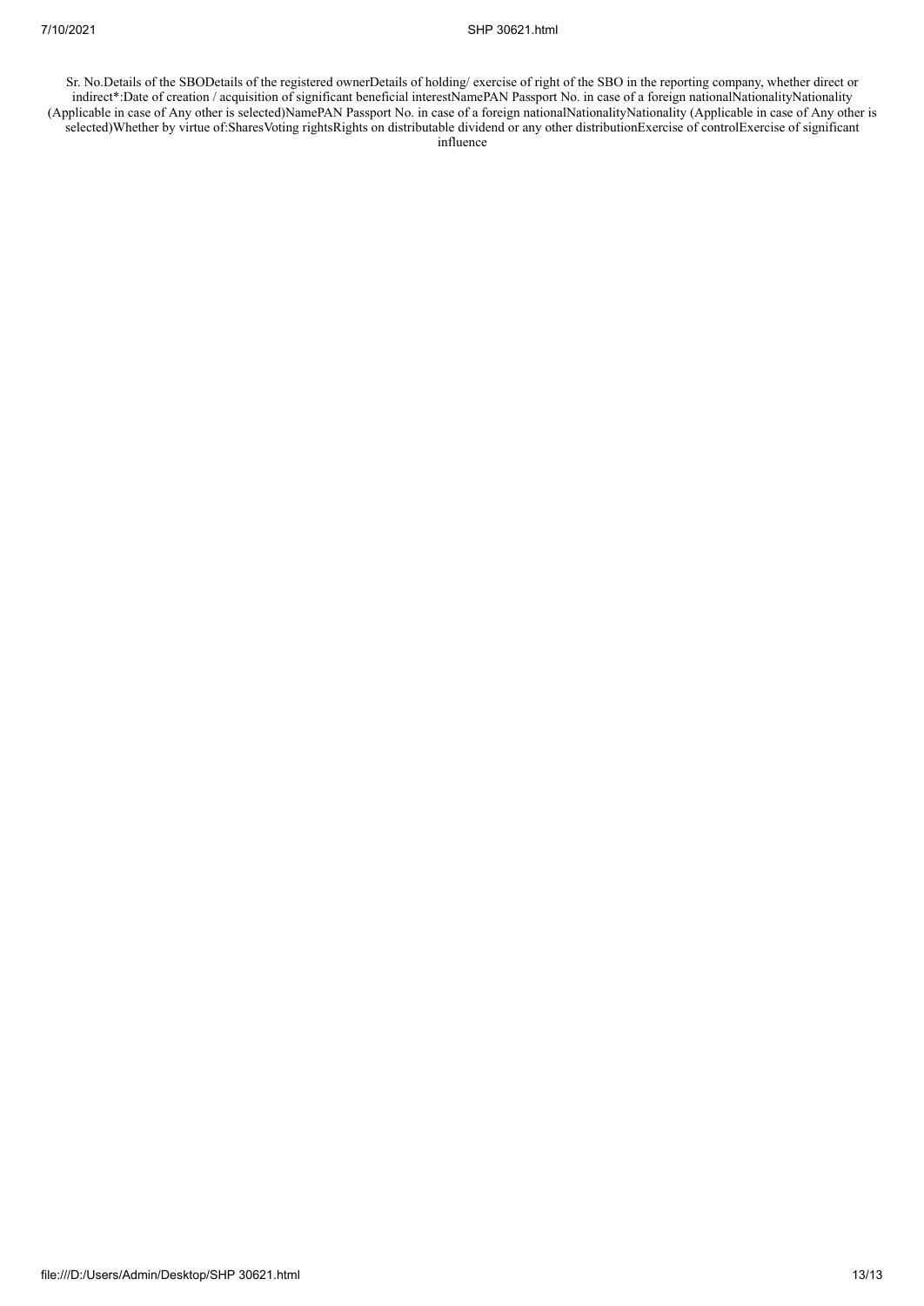Sr. No.Details of the SBODetails of the registered ownerDetails of holding/ exercise of right of the SBO in the reporting company, whether direct or indirect*:Date of creation / acquisition of significant beneficial interestNamePAN Passport No. in case of a foreign nationalNationalityNationality (Applicable in case of Any other is selected)NamePAN Passport No. in case of a foreign nationalNationalityNationality (Applicable in case of Any other is selected)Whether by virtue of:SharesVoting rightsRights on distributable dividend or any other distributionExercise of controlExercise of significant influence